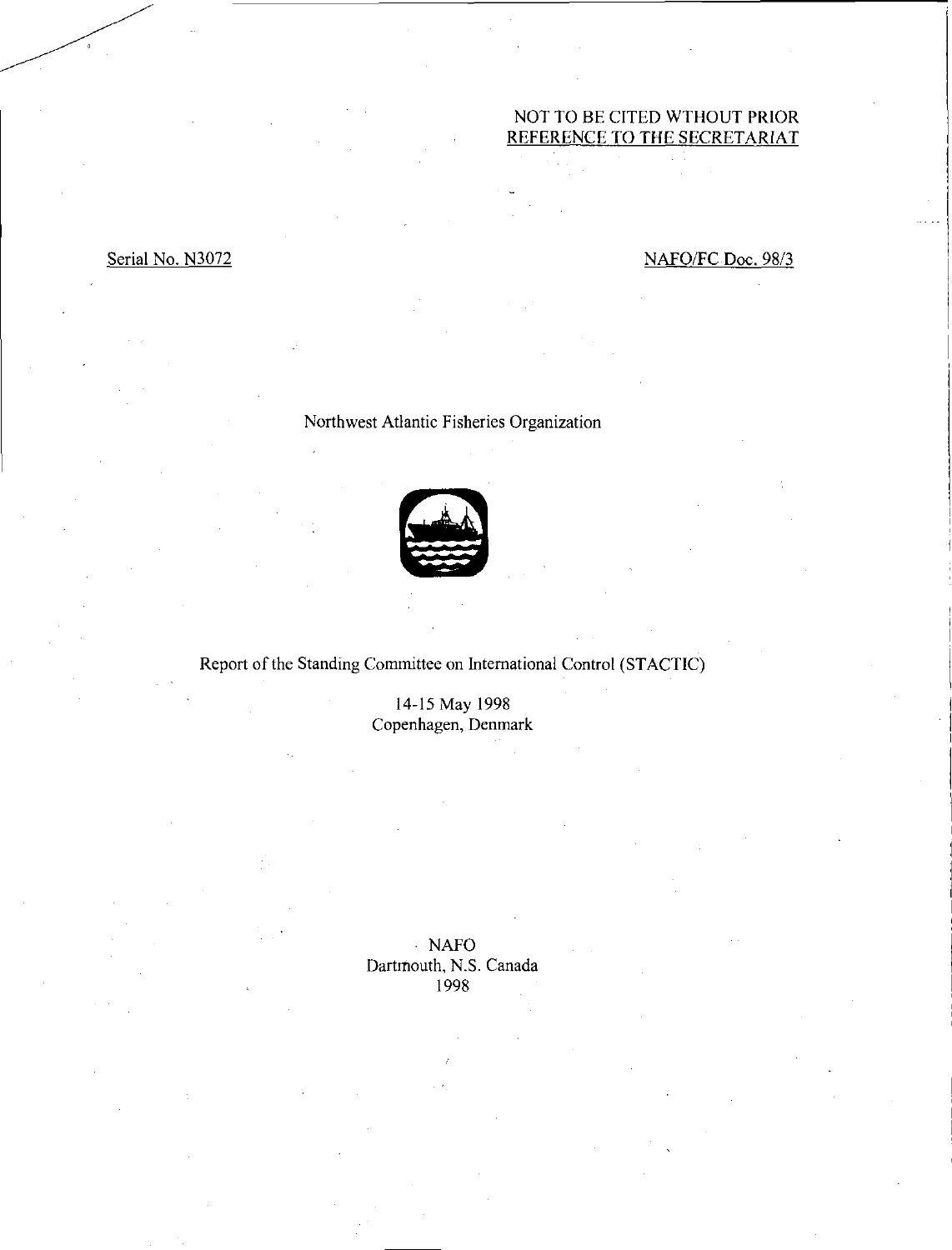NOT TO BE CITED WTHOUT PRIOR
REFERENCE TO THE SECRETARIAT

Serial No. N3072

NAFO/FC Doc. 98/3

Northwest Atlantic Fisheries Organization

# Report of the Standing Committee on International Control (STACTIC)

14-15 May 1998
Copenhagen, Denmark

NAFO
Dartmouth, N.S. Canada
1998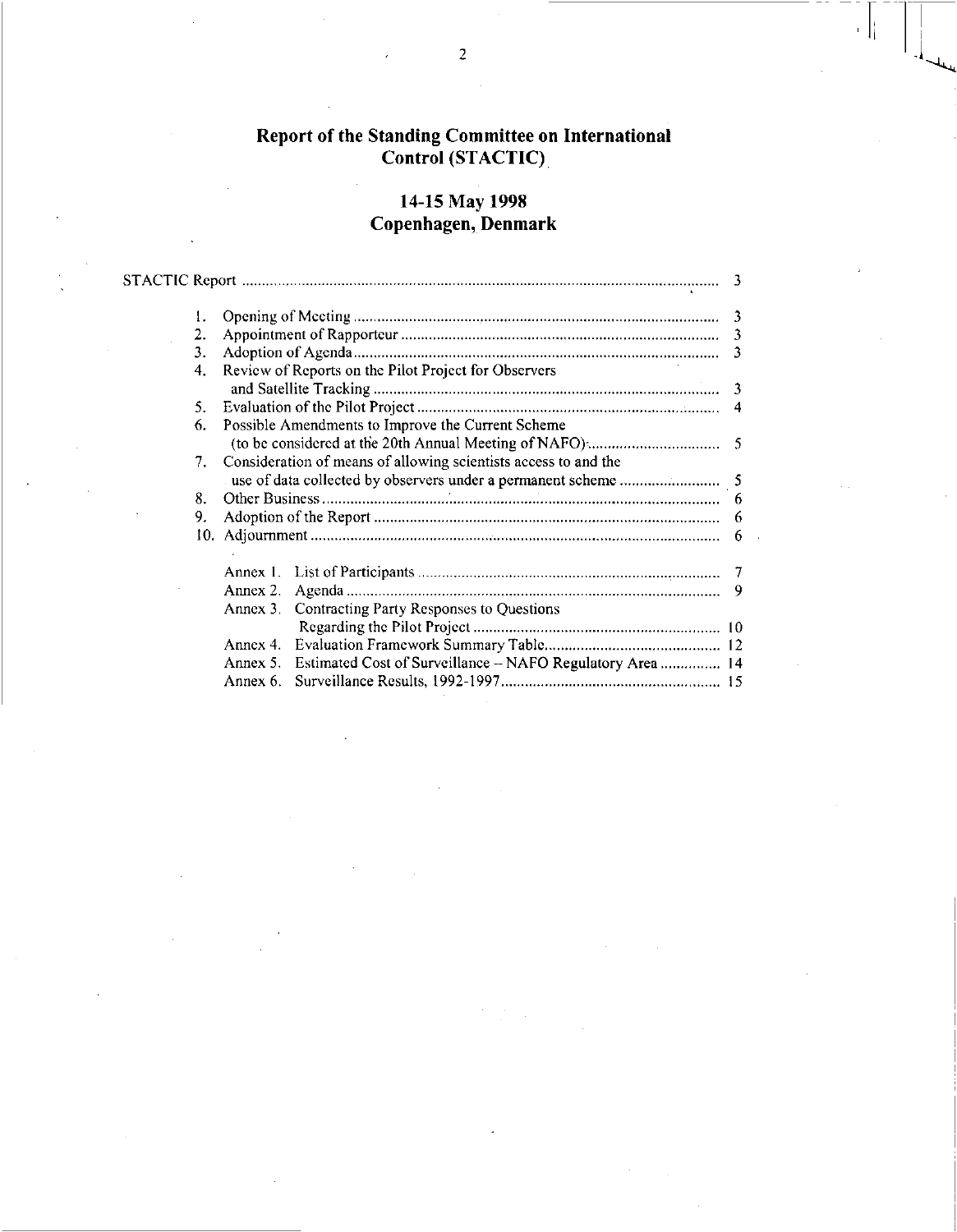# Report of the Standing Committee on International Control (STACTIC)

## 14-15 May 1998
## Copenhagen, Denmark

| | | |
|---|---|---|
| STACTIC Report | | 3 |
| 1. | Opening of Meeting | 3 |
| 2. | Appointment of Rapporteur | 3 |
| 3. | Adoption of Agenda | 3 |
| 4. | Review of Reports on the Pilot Project for Observers and Satellite Tracking | 3 |
| 5. | Evaluation of the Pilot Project | 4 |
| 6. | Possible Amendments to Improve the Current Scheme (to be considered at the 20th Annual Meeting of NAFO) | 5 |
| 7. | Consideration of means of allowing scientists access to and the use of data collected by observers under a permanent scheme | 5 |
| 8. | Other Business | 6 |
| 9. | Adoption of the Report | 6 |
| 10. | Adjournment | 6 |
| Annex 1. | List of Participants | 7 |
| Annex 2. | Agenda | 9 |
| Annex 3. | Contracting Party Responses to Questions Regarding the Pilot Project | 10 |
| Annex 4. | Evaluation Framework Summary Table | 12 |
| Annex 5. | Estimated Cost of Surveillance – NAFO Regulatory Area | 14 |
| Annex 6. | Surveillance Results, 1992-1997 | 15 |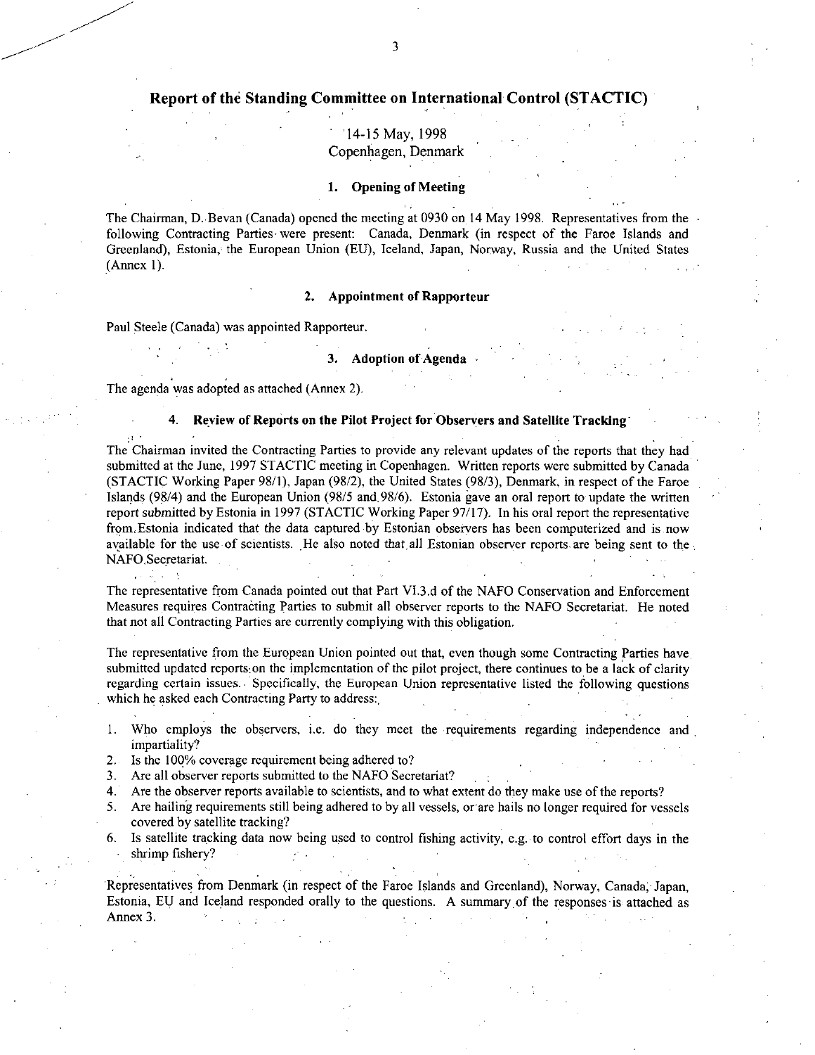# Report of the Standing Committee on International Control (STACTIC)

14-15 May, 1998
Copenhagen, Denmark

## 1. Opening of Meeting

The Chairman, D. Bevan (Canada) opened the meeting at 0930 on 14 May 1998. Representatives from the following Contracting Parties were present: Canada, Denmark (in respect of the Faroe Islands and Greenland), Estonia, the European Union (EU), Iceland, Japan, Norway, Russia and the United States (Annex 1).

## 2. Appointment of Rapporteur

Paul Steele (Canada) was appointed Rapporteur.

## 3. Adoption of Agenda

The agenda was adopted as attached (Annex 2).

## 4. Review of Reports on the Pilot Project for Observers and Satellite Tracking

The Chairman invited the Contracting Parties to provide any relevant updates of the reports that they had submitted at the June, 1997 STACTIC meeting in Copenhagen. Written reports were submitted by Canada (STACTIC Working Paper 98/1), Japan (98/2), the United States (98/3), Denmark, in respect of the Faroe Islands (98/4) and the European Union (98/5 and 98/6). Estonia gave an oral report to update the written report submitted by Estonia in 1997 (STACTIC Working Paper 97/17). In his oral report the representative from Estonia indicated that the data captured by Estonian observers has been computerized and is now available for the use of scientists. He also noted that all Estonian observer reports are being sent to the NAFO Secretariat.

The representative from Canada pointed out that Part VI.3.d of the NAFO Conservation and Enforcement Measures requires Contracting Parties to submit all observer reports to the NAFO Secretariat. He noted that not all Contracting Parties are currently complying with this obligation.

The representative from the European Union pointed out that, even though some Contracting Parties have submitted updated reports on the implementation of the pilot project, there continues to be a lack of clarity regarding certain issues. Specifically, the European Union representative listed the following questions which he asked each Contracting Party to address:

1. Who employs the observers, i.e. do they meet the requirements regarding independence and impartiality?
2. Is the 100% coverage requirement being adhered to?
3. Are all observer reports submitted to the NAFO Secretariat?
4. Are the observer reports available to scientists, and to what extent do they make use of the reports?
5. Are hailing requirements still being adhered to by all vessels, or are hails no longer required for vessels covered by satellite tracking?
6. Is satellite tracking data now being used to control fishing activity, e.g. to control effort days in the shrimp fishery?

Representatives from Denmark (in respect of the Faroe Islands and Greenland), Norway, Canada, Japan, Estonia, EU and Iceland responded orally to the questions. A summary of the responses is attached as Annex 3.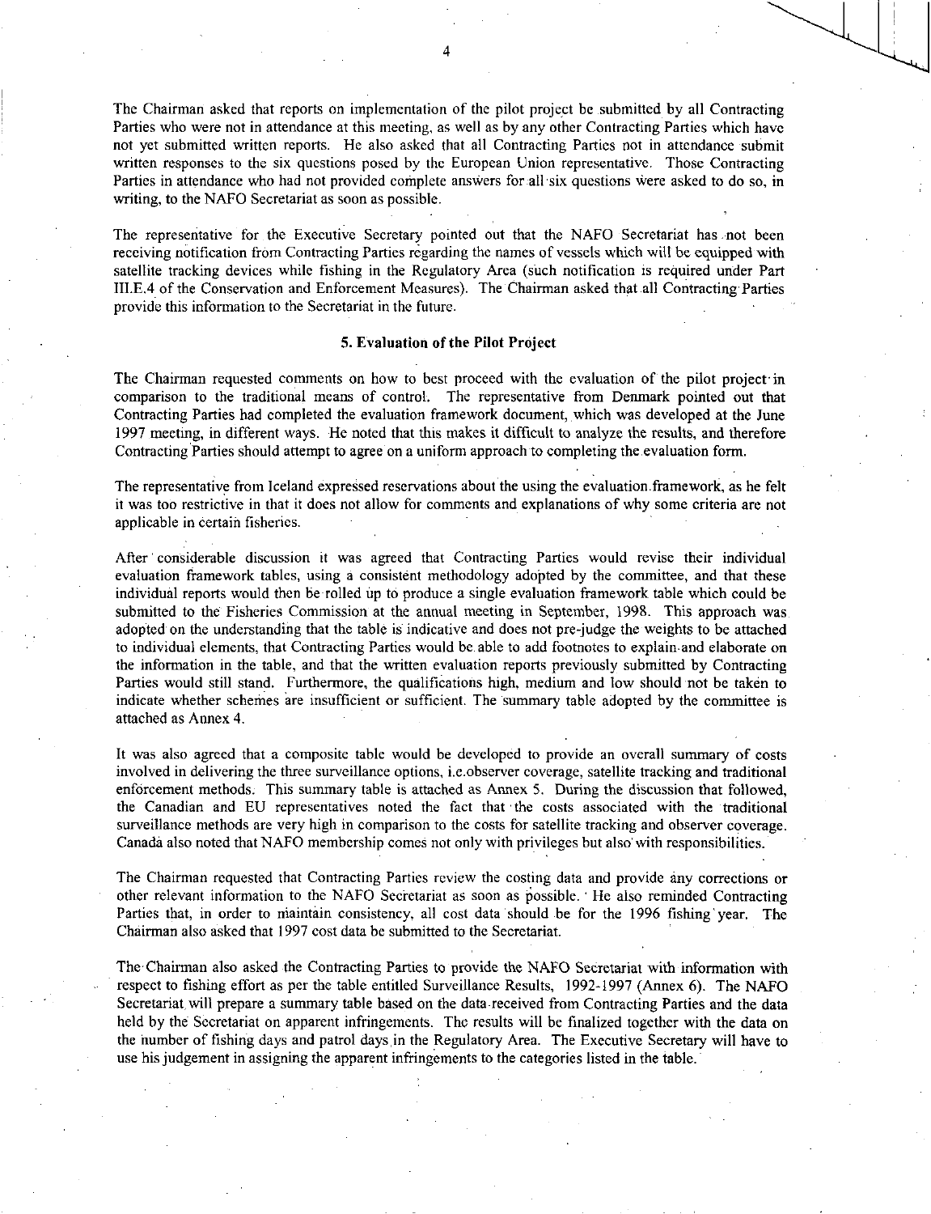The Chairman asked that reports on implementation of the pilot project be submitted by all Contracting Parties who were not in attendance at this meeting, as well as by any other Contracting Parties which have not yet submitted written reports. He also asked that all Contracting Parties not in attendance submit written responses to the six questions posed by the European Union representative. Those Contracting Parties in attendance who had not provided complete answers for all six questions were asked to do so, in writing, to the NAFO Secretariat as soon as possible.

The representative for the Executive Secretary pointed out that the NAFO Secretariat has not been receiving notification from Contracting Parties regarding the names of vessels which will be equipped with satellite tracking devices while fishing in the Regulatory Area (such notification is required under Part III.E.4 of the Conservation and Enforcement Measures). The Chairman asked that all Contracting Parties provide this information to the Secretariat in the future.

## 5. Evaluation of the Pilot Project

The Chairman requested comments on how to best proceed with the evaluation of the pilot project in comparison to the traditional means of control. The representative from Denmark pointed out that Contracting Parties had completed the evaluation framework document, which was developed at the June 1997 meeting, in different ways. He noted that this makes it difficult to analyze the results, and therefore Contracting Parties should attempt to agree on a uniform approach to completing the evaluation form.

The representative from Iceland expressed reservations about the using the evaluation framework, as he felt it was too restrictive in that it does not allow for comments and explanations of why some criteria are not applicable in certain fisheries.

After considerable discussion it was agreed that Contracting Parties would revise their individual evaluation framework tables, using a consistent methodology adopted by the committee, and that these individual reports would then be rolled up to produce a single evaluation framework table which could be submitted to the Fisheries Commission at the annual meeting in September, 1998. This approach was adopted on the understanding that the table is indicative and does not pre-judge the weights to be attached to individual elements, that Contracting Parties would be able to add footnotes to explain and elaborate on the information in the table, and that the written evaluation reports previously submitted by Contracting Parties would still stand. Furthermore, the qualifications high, medium and low should not be taken to indicate whether schemes are insufficient or sufficient. The summary table adopted by the committee is attached as Annex 4.

It was also agreed that a composite table would be developed to provide an overall summary of costs involved in delivering the three surveillance options, i.e.observer coverage, satellite tracking and traditional enforcement methods. This summary table is attached as Annex 5. During the discussion that followed, the Canadian and EU representatives noted the fact that the costs associated with the traditional surveillance methods are very high in comparison to the costs for satellite tracking and observer coverage. Canada also noted that NAFO membership comes not only with privileges but also with responsibilities.

The Chairman requested that Contracting Parties review the costing data and provide any corrections or other relevant information to the NAFO Secretariat as soon as possible. He also reminded Contracting Parties that, in order to maintain consistency, all cost data should be for the 1996 fishing year. The Chairman also asked that 1997 cost data be submitted to the Secretariat.

The Chairman also asked the Contracting Parties to provide the NAFO Secretariat with information with respect to fishing effort as per the table entitled Surveillance Results, 1992-1997 (Annex 6). The NAFO Secretariat will prepare a summary table based on the data received from Contracting Parties and the data held by the Secretariat on apparent infringements. The results will be finalized together with the data on the number of fishing days and patrol days in the Regulatory Area. The Executive Secretary will have to use his judgement in assigning the apparent infringements to the categories listed in the table.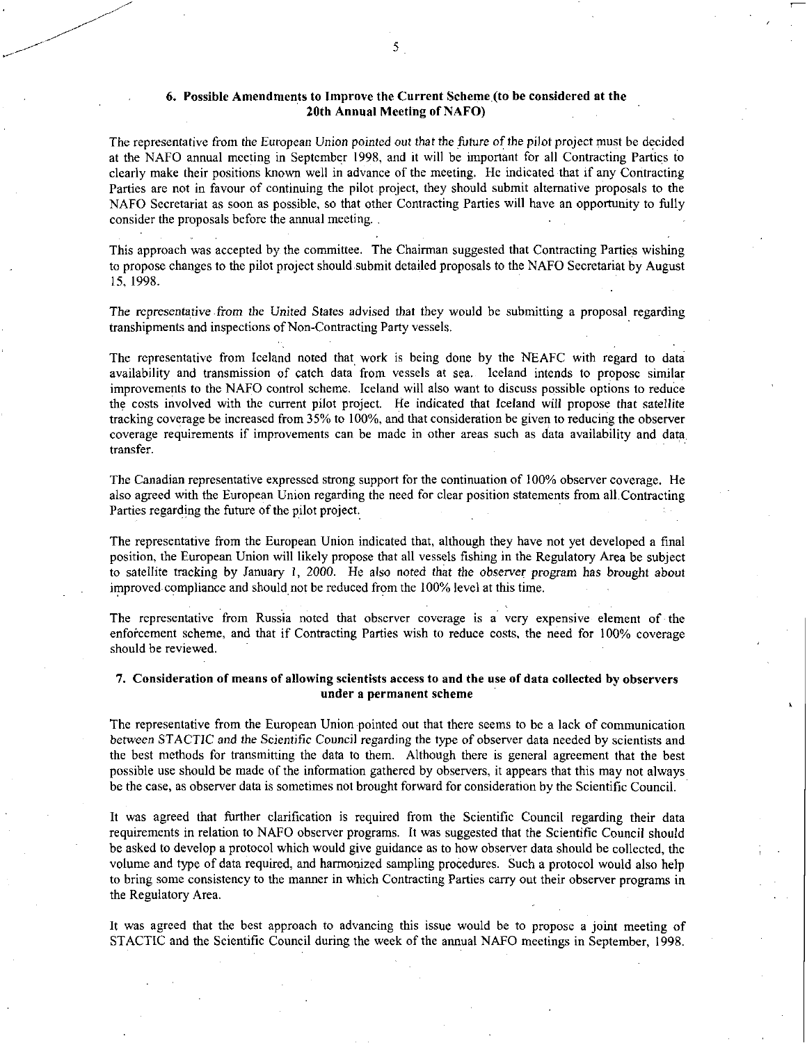### 6. Possible Amendments to Improve the Current Scheme (to be considered at the 20th Annual Meeting of NAFO)

The representative from the European Union pointed out that the future of the pilot project must be decided at the NAFO annual meeting in September 1998, and it will be important for all Contracting Parties to clearly make their positions known well in advance of the meeting. He indicated that if any Contracting Parties are not in favour of continuing the pilot project, they should submit alternative proposals to the NAFO Secretariat as soon as possible, so that other Contracting Parties will have an opportunity to fully consider the proposals before the annual meeting. .

This approach was accepted by the committee. The Chairman suggested that Contracting Parties wishing to propose changes to the pilot project should submit detailed proposals to the NAFO Secretariat by August 15, 1998.

The representative from the United States advised that they would be submitting a proposal regarding transhipments and inspections of Non-Contracting Party vessels.

The representative from Iceland noted that work is being done by the NEAFC with regard to data availability and transmission of catch data from vessels at sea. Iceland intends to propose similar improvements to the NAFO control scheme. Iceland will also want to discuss possible options to reduce the costs involved with the current pilot project. He indicated that Iceland will propose that satellite tracking coverage be increased from 35% to 100%, and that consideration be given to reducing the observer coverage requirements if improvements can be made in other areas such as data availability and data transfer.

The Canadian representative expressed strong support for the continuation of 100% observer coverage. He also agreed with the European Union regarding the need for clear position statements from all Contracting Parties regarding the future of the pilot project.

The representative from the European Union indicated that, although they have not yet developed a final position, the European Union will likely propose that all vessels fishing in the Regulatory Area be subject to satellite tracking by January 1, 2000. He also noted that the observer program has brought about improved compliance and should not be reduced from the 100% level at this time.

The representative from Russia noted that observer coverage is a very expensive element of the enforcement scheme, and that if Contracting Parties wish to reduce costs, the need for 100% coverage should be reviewed.

### 7. Consideration of means of allowing scientists access to and the use of data collected by observers under a permanent scheme

The representative from the European Union pointed out that there seems to be a lack of communication between STACTIC and the Scientific Council regarding the type of observer data needed by scientists and the best methods for transmitting the data to them. Although there is general agreement that the best possible use should be made of the information gathered by observers, it appears that this may not always be the case, as observer data is sometimes not brought forward for consideration by the Scientific Council.

It was agreed that further clarification is required from the Scientific Council regarding their data requirements in relation to NAFO observer programs. It was suggested that the Scientific Council should be asked to develop a protocol which would give guidance as to how observer data should be collected, the volume and type of data required, and harmonized sampling procedures. Such a protocol would also help to bring some consistency to the manner in which Contracting Parties carry out their observer programs in the Regulatory Area.

It was agreed that the best approach to advancing this issue would be to propose a joint meeting of STACTIC and the Scientific Council during the week of the annual NAFO meetings in September, 1998.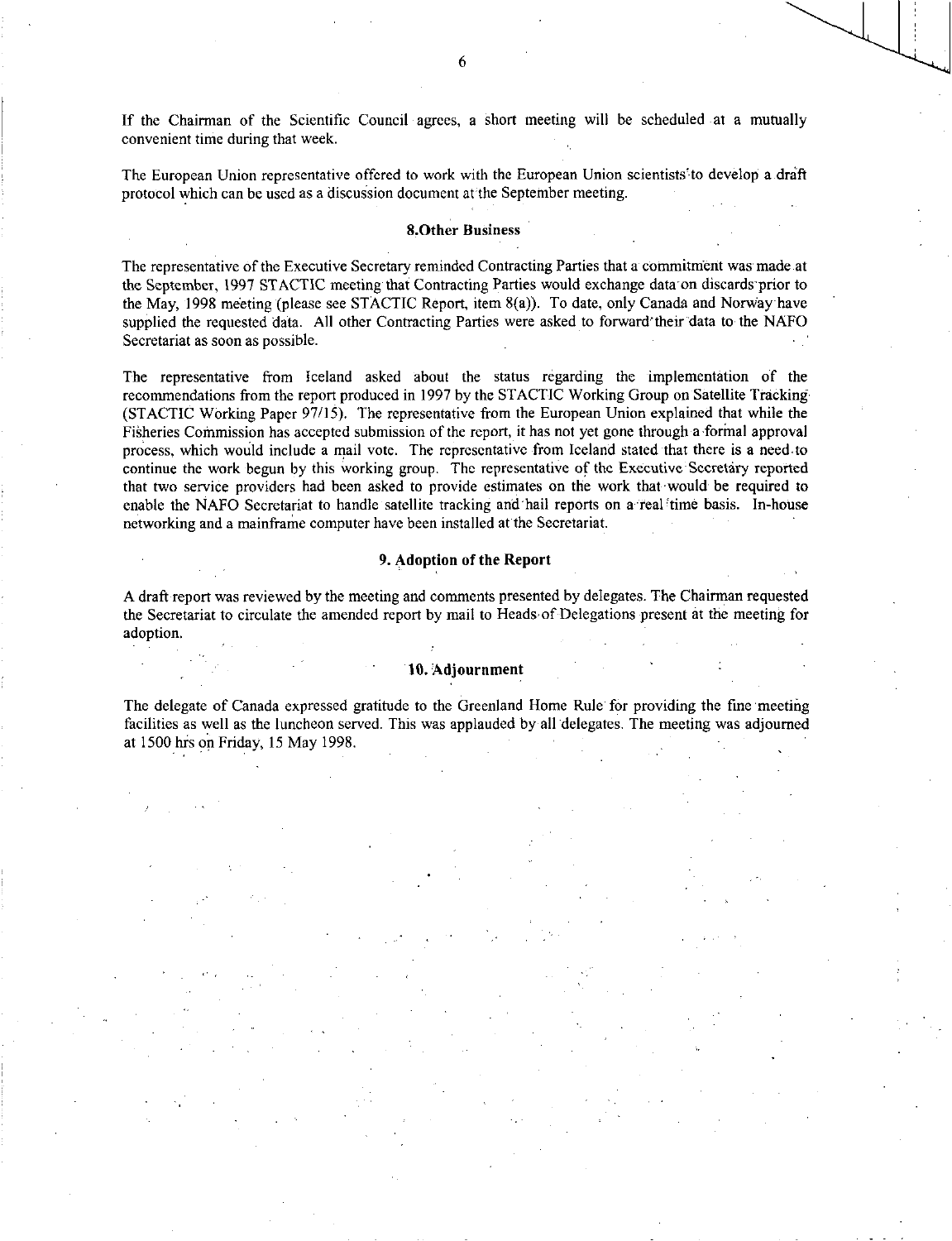If the Chairman of the Scientific Council agrees, a short meeting will be scheduled at a mutually convenient time during that week.

The European Union representative offered to work with the European Union scientists to develop a draft protocol which can be used as a discussion document at the September meeting.

## 8.Other Business

The representative of the Executive Secretary reminded Contracting Parties that a commitment was made at the September, 1997 STACTIC meeting that Contracting Parties would exchange data on discards prior to the May, 1998 meeting (please see STACTIC Report, item 8(a)). To date, only Canada and Norway have supplied the requested data. All other Contracting Parties were asked to forward their data to the NAFO Secretariat as soon as possible.

The representative from Iceland asked about the status regarding the implementation of the recommendations from the report produced in 1997 by the STACTIC Working Group on Satellite Tracking (STACTIC Working Paper 97/15). The representative from the European Union explained that while the Fisheries Commission has accepted submission of the report, it has not yet gone through a formal approval process, which would include a mail vote. The representative from Iceland stated that there is a need to continue the work begun by this working group. The representative of the Executive Secretary reported that two service providers had been asked to provide estimates on the work that would be required to enable the NAFO Secretariat to handle satellite tracking and hail reports on a real time basis. In-house networking and a mainframe computer have been installed at the Secretariat.

## 9. Adoption of the Report

A draft report was reviewed by the meeting and comments presented by delegates. The Chairman requested the Secretariat to circulate the amended report by mail to Heads of Delegations present at the meeting for adoption.

## 10. Adjournment

The delegate of Canada expressed gratitude to the Greenland Home Rule for providing the fine meeting facilities as well as the luncheon served. This was applauded by all delegates. The meeting was adjourned at 1500 hrs on Friday, 15 May 1998.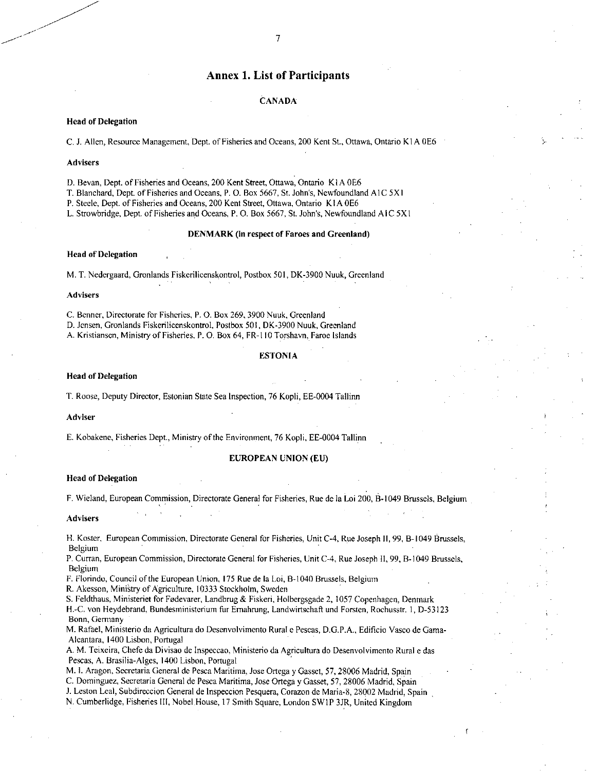# Annex 1. List of Participants

## CANADA

**Head of Delegation**

C. J. Allen, Resource Management, Dept. of Fisheries and Oceans, 200 Kent St., Ottawa, Ontario K1A 0E6

**Advisers**

D. Bevan, Dept. of Fisheries and Oceans, 200 Kent Street, Ottawa, Ontario K1A 0E6
T. Blanchard, Dept. of Fisheries and Oceans, P. O. Box 5667, St. John's, Newfoundland A1C 5X1
P. Steele, Dept. of Fisheries and Oceans, 200 Kent Street, Ottawa, Ontario K1A 0E6
L. Strowbridge, Dept. of Fisheries and Oceans, P. O. Box 5667, St. John's, Newfoundland A1C 5X1

## DENMARK (in respect of Faroes and Greenland)

**Head of Delegation**

M. T. Nedergaard, Gronlands Fiskerilicenskontrol, Postbox 501, DK-3900 Nuuk, Greenland

**Advisers**

C. Benner, Directorate for Fisheries, P. O. Box 269, 3900 Nuuk, Greenland
D. Jensen, Gronlands Fiskerilicenskontrol, Postbox 501, DK-3900 Nuuk, Greenland
A. Kristiansen, Ministry of Fisheries, P. O. Box 64, FR-110 Torshavn, Faroe Islands

## ESTONIA

**Head of Delegation**

T. Roose, Deputy Director, Estonian State Sea Inspection, 76 Kopli, EE-0004 Tallinn

**Adviser**

E. Kobakene, Fisheries Dept., Ministry of the Environment, 76 Kopli, EE-0004 Tallinn

## EUROPEAN UNION (EU)

**Head of Delegation**

F. Wieland, European Commission, Directorate General for Fisheries, Rue de la Loi 200, B-1049 Brussels, Belgium

**Advisers**

H. Koster, European Commission, Directorate General for Fisheries, Unit C-4, Rue Joseph II, 99, B-1049 Brussels, Belgium
P. Curran, European Commission, Directorate General for Fisheries, Unit C-4, Rue Joseph II, 99, B-1049 Brussels, Belgium
F. Florindo, Council of the European Union, 175 Rue de la Loi, B-1040 Brussels, Belgium
R. Akesson, Ministry of Agriculture, 10333 Stockholm, Sweden
S. Feldthaus, Ministeriet for Fødevarer, Landbrug & Fiskeri, Holbergsgade 2, 1057 Copenhagen, Denmark
H.-C. von Heydebrand, Bundesministerium fur Ernahrung, Landwirtschaft und Forsten, Rochusstr. 1, D-53123 Bonn, Germany
M. Rafael, Ministerio da Agricultura do Desenvolvimento Rural e Pescas, D.G.P.A., Edificio Vasco de Gama-Alcantara, 1400 Lisbon, Portugal
A. M. Teixeira, Chefe da Divisao de Inspeccao, Ministerio da Agricultura do Desenvolvimento Rural e das Pescas, A. Brasilia-Alges, 1400 Lisbon, Portugal
M. I. Aragon, Secretaria General de Pesca Maritima, Jose Ortega y Gasset, 57, 28006 Madrid, Spain
C. Dominguez, Secretaria General de Pesca Maritima, Jose Ortega y Gasset, 57, 28006 Madrid, Spain
J. Leston Leal, Subdireccion General de Inspeccion Pesquera, Corazon de Maria-8, 28002 Madrid, Spain
N. Cumberlidge, Fisheries III, Nobel House, 17 Smith Square, London SW1P 3JR, United Kingdom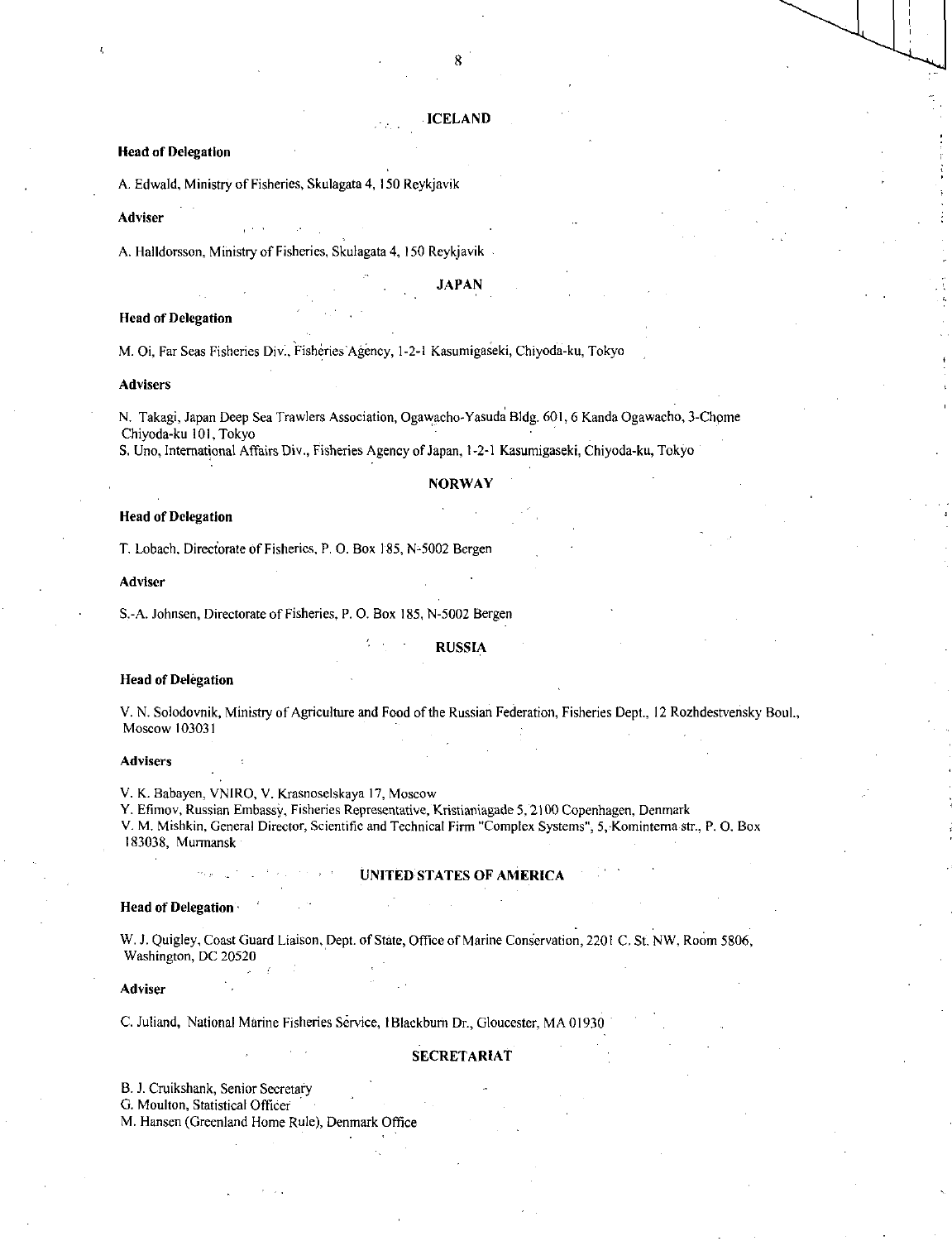## ICELAND

**Head of Delegation**

A. Edwald, Ministry of Fisheries, Skulagata 4, 150 Reykjavik

**Adviser**

A. Halldorsson, Ministry of Fisheries, Skulagata 4, 150 Reykjavik

## JAPAN

**Head of Delegation**

M. Oi, Far Seas Fisheries Div., Fisheries Agency, 1-2-1 Kasumigaseki, Chiyoda-ku, Tokyo

**Advisers**

N. Takagi, Japan Deep Sea Trawlers Association, Ogawacho-Yasuda Bldg. 601, 6 Kanda Ogawacho, 3-Chome Chiyoda-ku 101, Tokyo
S. Uno, International Affairs Div., Fisheries Agency of Japan, 1-2-1 Kasumigaseki, Chiyoda-ku, Tokyo

## NORWAY

**Head of Delegation**

T. Lobach, Directorate of Fisheries, P. O. Box 185, N-5002 Bergen

**Adviser**

S.-A. Johnsen, Directorate of Fisheries, P. O. Box 185, N-5002 Bergen

## RUSSIA

**Head of Delegation**

V. N. Solodovnik, Ministry of Agriculture and Food of the Russian Federation, Fisheries Dept., 12 Rozhdestvensky Boul., Moscow 103031

**Advisers**

V. K. Babayen, VNIRO, V. Krasnoselskaya 17, Moscow
Y. Efimov, Russian Embassy, Fisheries Representative, Kristianiagade 5, 2100 Copenhagen, Denmark
V. M. Mishkin, General Director, Scientific and Technical Firm "Complex Systems", 5, Kominterna str., P. O. Box 183038, Murmansk

## UNITED STATES OF AMERICA

**Head of Delegation**

W. J. Quigley, Coast Guard Liaison, Dept. of State, Office of Marine Conservation, 2201 C. St. NW, Room 5806, Washington, DC 20520

**Adviser**

C. Juliand, National Marine Fisheries Service, 1Blackburn Dr., Gloucester, MA 01930

## SECRETARIAT

B. J. Cruikshank, Senior Secretary
G. Moulton, Statistical Officer
M. Hansen (Greenland Home Rule), Denmark Office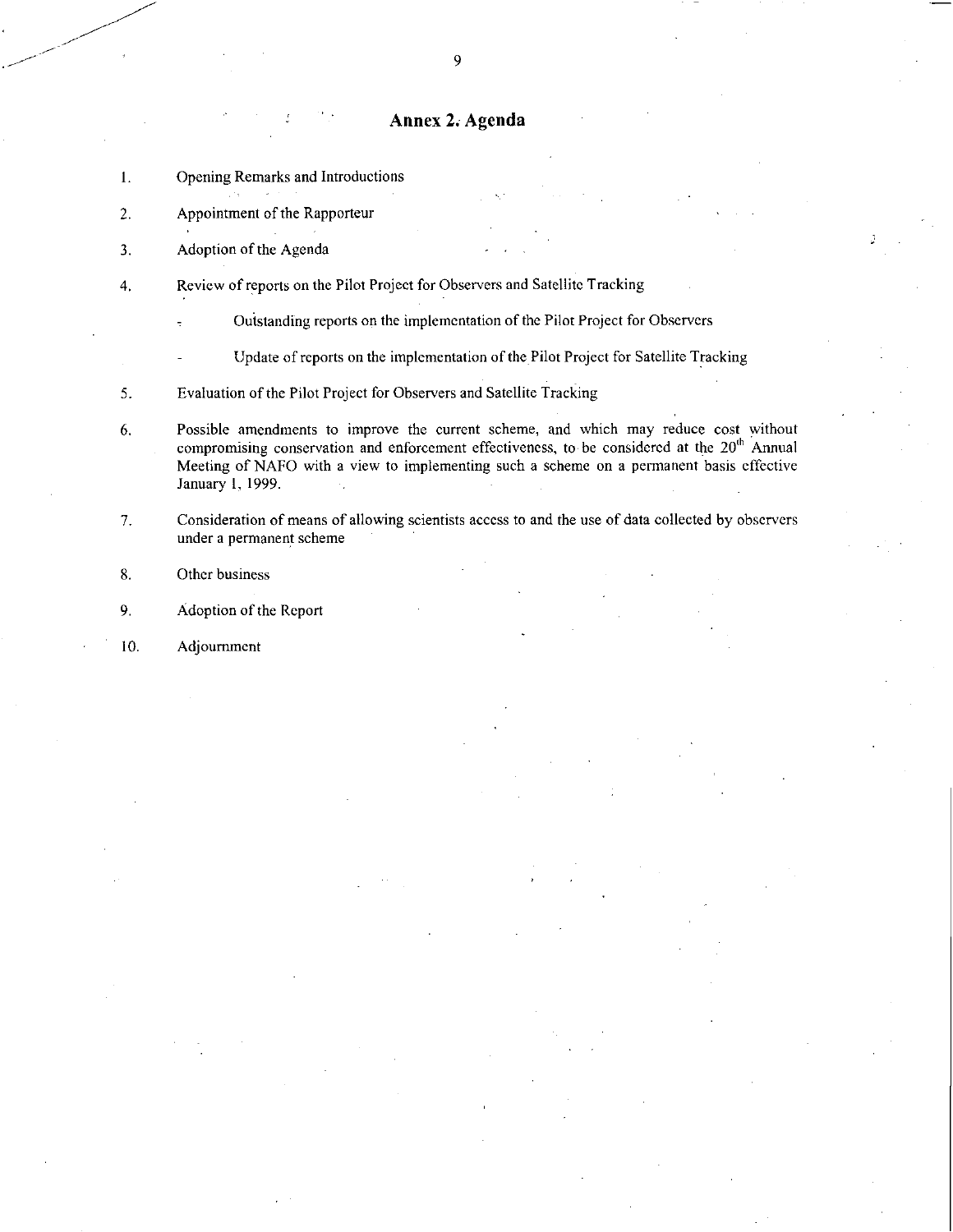# Annex 2. Agenda

1. Opening Remarks and Introductions
2. Appointment of the Rapporteur
3. Adoption of the Agenda
4. Review of reports on the Pilot Project for Observers and Satellite Tracking
   - Outstanding reports on the implementation of the Pilot Project for Observers
   - Update of reports on the implementation of the Pilot Project for Satellite Tracking
5. Evaluation of the Pilot Project for Observers and Satellite Tracking
6. Possible amendments to improve the current scheme, and which may reduce cost without compromising conservation and enforcement effectiveness, to be considered at the 20th Annual Meeting of NAFO with a view to implementing such a scheme on a permanent basis effective January 1, 1999.
7. Consideration of means of allowing scientists access to and the use of data collected by observers under a permanent scheme
8. Other business
9. Adoption of the Report
10. Adjournment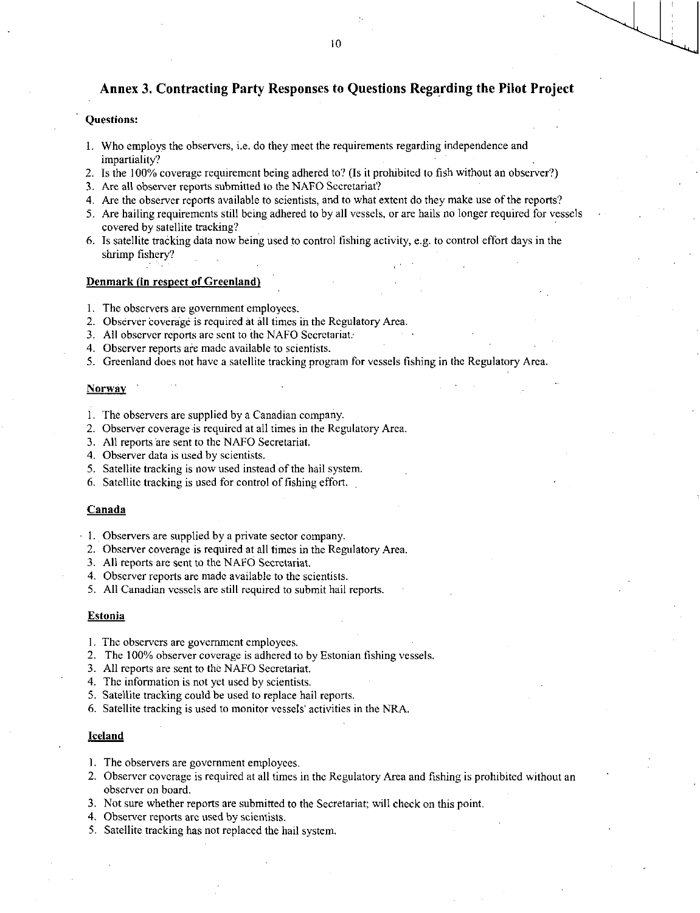## Annex 3. Contracting Party Responses to Questions Regarding the Pilot Project

**Questions:**

1. Who employs the observers, i.e. do they meet the requirements regarding independence and impartiality?
2. Is the 100% coverage requirement being adhered to? (Is it prohibited to fish without an observer?)
3. Are all observer reports submitted to the NAFO Secretariat?
4. Are the observer reports available to scientists, and to what extent do they make use of the reports?
5. Are hailing requirements still being adhered to by all vessels, or are hails no longer required for vessels covered by satellite tracking?
6. Is satellite tracking data now being used to control fishing activity, e.g. to control effort days in the shrimp fishery?

### Denmark (in respect of Greenland)

1. The observers are government employees.
2. Observer coverage is required at all times in the Regulatory Area.
3. All observer reports are sent to the NAFO Secretariat.
4. Observer reports are made available to scientists.
5. Greenland does not have a satellite tracking program for vessels fishing in the Regulatory Area.

### Norway

1. The observers are supplied by a Canadian company.
2. Observer coverage is required at all times in the Regulatory Area.
3. All reports are sent to the NAFO Secretariat.
4. Observer data is used by scientists.
5. Satellite tracking is now used instead of the hail system.
6. Satellite tracking is used for control of fishing effort.

### Canada

1. Observers are supplied by a private sector company.
2. Observer coverage is required at all times in the Regulatory Area.
3. All reports are sent to the NAFO Secretariat.
4. Observer reports are made available to the scientists.
5. All Canadian vessels are still required to submit hail reports.

### Estonia

1. The observers are government employees.
2. The 100% observer coverage is adhered to by Estonian fishing vessels.
3. All reports are sent to the NAFO Secretariat.
4. The information is not yet used by scientists.
5. Satellite tracking could be used to replace hail reports.
6. Satellite tracking is used to monitor vessels' activities in the NRA.

### Iceland

1. The observers are government employees.
2. Observer coverage is required at all times in the Regulatory Area and fishing is prohibited without an observer on board.
3. Not sure whether reports are submitted to the Secretariat; will check on this point.
4. Observer reports are used by scientists.
5. Satellite tracking has not replaced the hail system.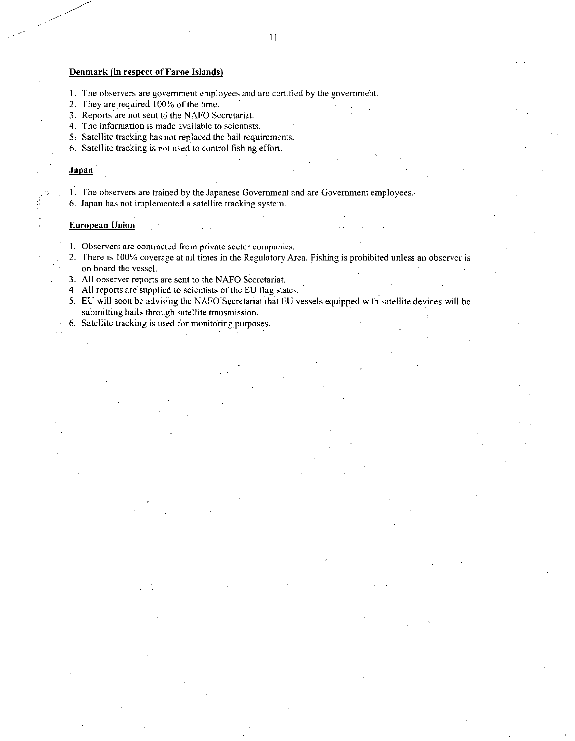**Denmark (in respect of Faroe Islands)**

1. The observers are government employees and are certified by the government.
2. They are required 100% of the time.
3. Reports are not sent to the NAFO Secretariat.
4. The information is made available to scientists.
5. Satellite tracking has not replaced the hail requirements.
6. Satellite tracking is not used to control fishing effort.

**Japan**

1. The observers are trained by the Japanese Government and are Government employees.
6. Japan has not implemented a satellite tracking system.

**European Union**

1. Observers are contracted from private sector companies.
2. There is 100% coverage at all times in the Regulatory Area. Fishing is prohibited unless an observer is on board the vessel.
3. All observer reports are sent to the NAFO Secretariat.
4. All reports are supplied to scientists of the EU flag states.
5. EU will soon be advising the NAFO Secretariat that EU vessels equipped with satellite devices will be submitting hails through satellite transmission.
6. Satellite tracking is used for monitoring purposes.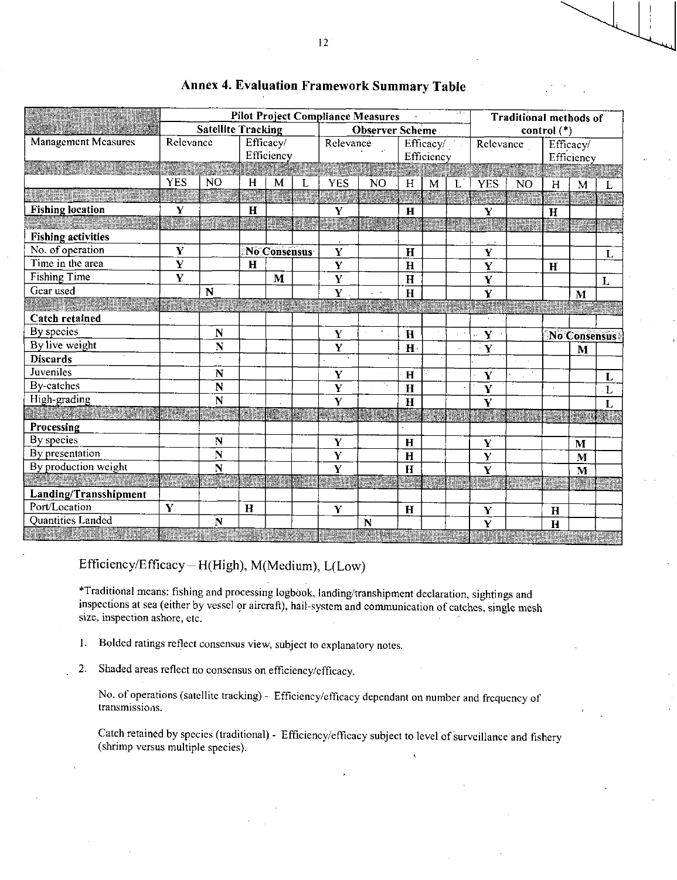## Annex 4. Evaluation Framework Summary Table

| | Pilot Project Compliance Measures | | | | | | | | | | Traditional methods of control (*) | | | | |
|---|---|---|---|---|---|---|---|---|---|---|---|---|---|---|---|
| | Satellite Tracking | | | | | Observer Scheme | | | | | | | | | |
| Management Measures | Relevance | | Efficacy/ Efficiency | | | Relevance | | Efficacy/ Efficiency | | | Relevance | | Efficacy/ Efficiency | | |
| | YES | NO | H | M | L | YES | NO | H | M | L | YES | NO | H | M | L |
| **Fishing location** | **Y** | | **H** | | | **Y** | | **H** | | | **Y** | | **H** | | |
| **Fishing activities** | | | | | | | | | | | | | | | |
| No. of operation | **Y** | | **No Consensus** | | | **Y** | | **H** | | | **Y** | | | | **L** |
| Time in the area | **Y** | | **H** | | | **Y** | | **H** | | | **Y** | | **H** | | |
| Fishing Time | **Y** | | | **M** | | **Y** | | **H** | | | **Y** | | | | **L** |
| Gear used | | **N** | | | | **Y** | | **H** | | | **Y** | | | **M** | |
| **Catch retained** | | | | | | | | | | | | | | | |
| By species | | **N** | | | | **Y** | | **H** | | | **Y** | | **No Consensus** | | |
| By live weight | | **N** | | | | **Y** | | **H** | | | **Y** | | | **M** | |
| **Discards** | | | | | | | | | | | | | | | |
| Juveniles | | **N** | | | | **Y** | | **H** | | | **Y** | | | | **L** |
| By-catches | | **N** | | | | **Y** | | **H** | | | **Y** | | | | **L** |
| High-grading | | **N** | | | | **Y** | | **H** | | | **Y** | | | | **L** |
| **Processing** | | | | | | | | | | | | | | | |
| By species | | **N** | | | | **Y** | | **H** | | | **Y** | | | **M** | |
| By presentation | | **N** | | | | **Y** | | **H** | | | **Y** | | | **M** | |
| By production weight | | **N** | | | | **Y** | | **H** | | | **Y** | | | **M** | |
| **Landing/Transshipment** | | | | | | | | | | | | | | | |
| Port/Location | **Y** | | **H** | | | **Y** | | **H** | | | **Y** | | **H** | | |
| Quantities Landed | | **N** | | | | | **N** | | | | **Y** | | **H** | | |

Efficiency/Efficacy – H(High), M(Medium), L(Low)

*Traditional means: fishing and processing logbook, landing/transhipment declaration, sightings and inspections at sea (either by vessel or aircraft), hail-system and communication of catches, single mesh size, inspection ashore, etc.

1. Bolded ratings reflect consensus view, subject to explanatory notes.

2. Shaded areas reflect no consensus on efficiency/efficacy.

   No. of operations (satellite tracking) - Efficiency/efficacy dependant on number and frequency of transmissions.

   Catch retained by species (traditional) - Efficiency/efficacy subject to level of surveillance and fishery (shrimp versus multiple species).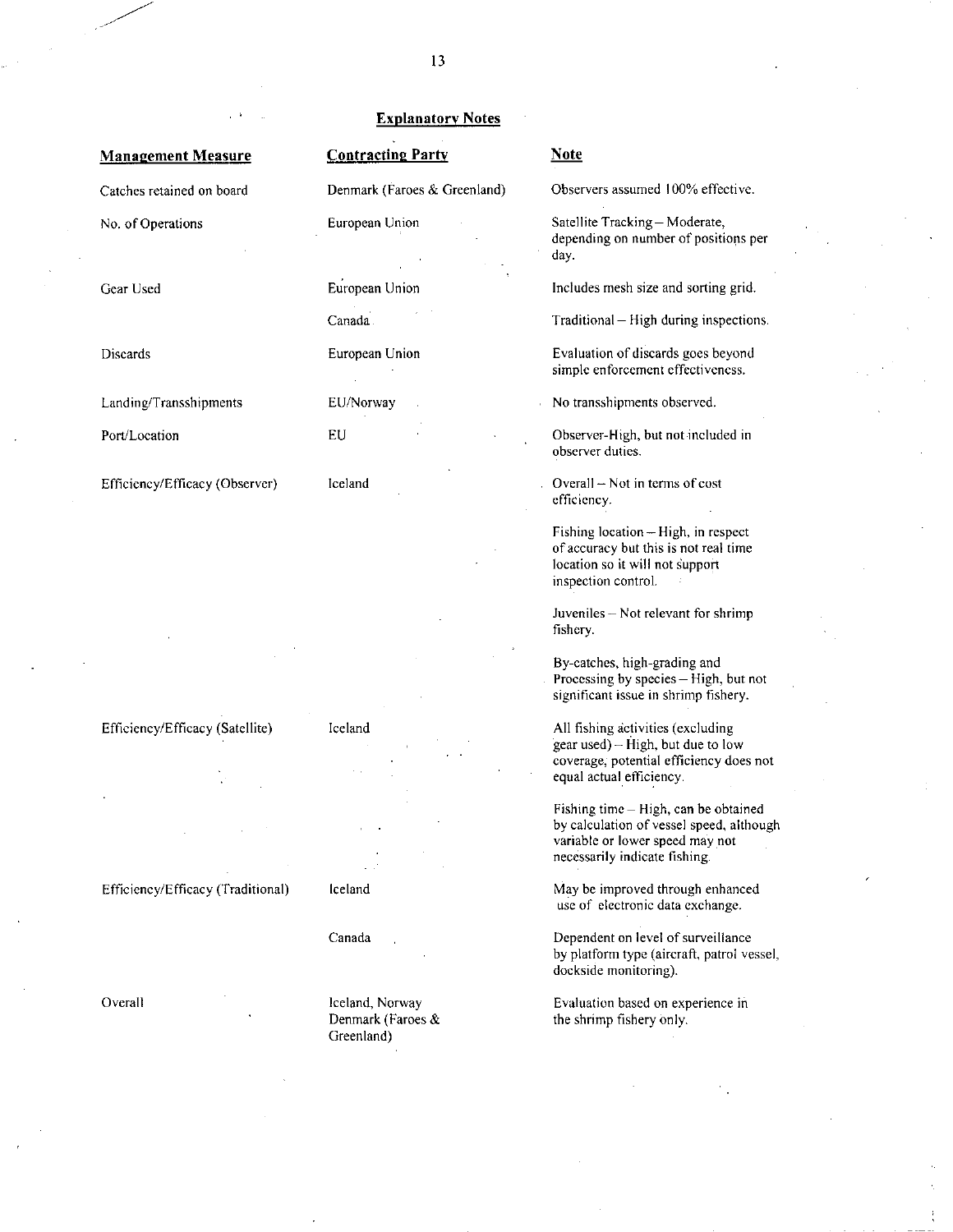## Explanatory Notes

| Management Measure | Contracting Party | Note |
|---|---|---|
| Catches retained on board | Denmark (Faroes & Greenland) | Observers assumed 100% effective. |
| No. of Operations | European Union | Satellite Tracking – Moderate, depending on number of positions per day. |
| Gear Used | European Union | Includes mesh size and sorting grid. |
| | Canada | Traditional – High during inspections. |
| Discards | European Union | Evaluation of discards goes beyond simple enforcement effectiveness. |
| Landing/Transshipments | EU/Norway | No transshipments observed. |
| Port/Location | EU | Observer-High, but not included in observer duties. |
| Efficiency/Efficacy (Observer) | Iceland | Overall – Not in terms of cost efficiency. |
| | | Fishing location – High, in respect of accuracy but this is not real time location so it will not support inspection control. |
| | | Juveniles – Not relevant for shrimp fishery. |
| | | By-catches, high-grading and Processing by species – High, but not significant issue in shrimp fishery. |
| Efficiency/Efficacy (Satellite) | Iceland | All fishing activities (excluding gear used) – High, but due to low coverage, potential efficiency does not equal actual efficiency. |
| | | Fishing time – High, can be obtained by calculation of vessel speed, although variable or lower speed may not necessarily indicate fishing. |
| Efficiency/Efficacy (Traditional) | Iceland | May be improved through enhanced use of electronic data exchange. |
| | Canada | Dependent on level of surveillance by platform type (aircraft, patrol vessel, dockside monitoring). |
| Overall | Iceland, Norway Denmark (Faroes & Greenland) | Evaluation based on experience in the shrimp fishery only. |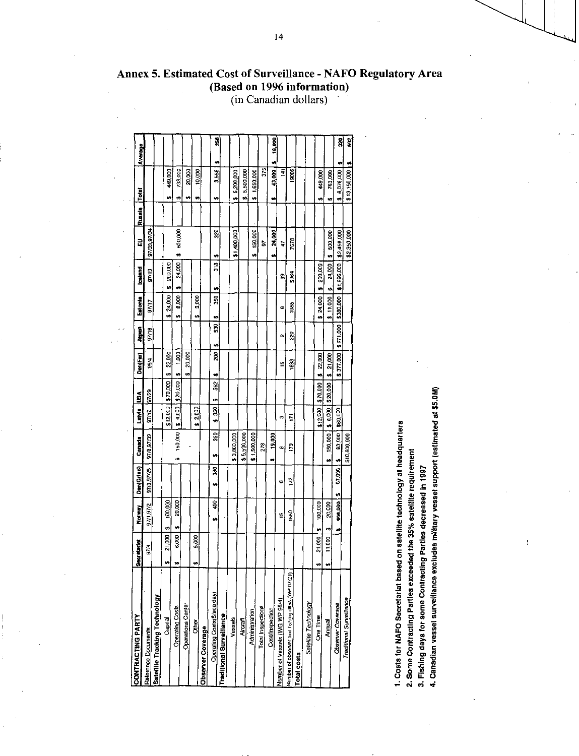# Annex 5. Estimated Cost of Surveillance - NAFO Regulatory Area (Based on 1996 information)

(in Canadian dollars)

| CONTRACTING PARTY | Secretariat | Norway | Den(Grind) | Canada | Latvia | USA | Den(Far) | Japan | Estonia | Iceland | EU | Russia | Total | Average |
|---|---|---|---|---|---|---|---|---|---|---|---|---|---|---|
| Reference Documents | 97/4 | 97/1,97/2 | 97/3,97/25 | 97/8,97/32 | 97/12 | 97/29 | 98/4 | 97/16 | 97/17 | 97/19 | 97/33,97/34 | | | |
| **Satellite Tracking Technology** | | | | | | | | | | | | | | |
| Capital | $ 21,000 | $ 100,000 | | | $12,000 | $70,000 | $ 22,000 | | $ 24,000 | $ 200,000 | | | $ 449,000 | |
| Operating Costs | $ 6,000 | $ 20,000 | | $ 150,000 | $ 4,000 | $20,000 | $ 1,000 | | $ 8,000 | $ 24,000 | $ 500,000 | | $ 733,000 | |
| Operations Center | | | | - | | | $ 20,000 | | | | | | $ 20,000 | |
| Other | $ 5,000 | | | | $ 2,000 | | | | $ 3,000 | | | | $ 10,000 | |
| **Observer Coverage** | | | | | | | | | | | | | | |
| Operating Costs($/sea day) | | $ 400 | $ 388 | $ 350 | $ 350 | $ 352 | $ 200 | $ 530 | $ 350 | $ 318 | $ 320 | | $ 3,558 | $ 356 |
| **Traditional Surveillance** | | | | | | | | | | | | | | |
| Vessels | | | | $ 3,800,000 | | | | | | | $1,400,000 | | $ 5,200,000 | |
| Aircraft | | | | $ 5,500,000 | | | | | | | | | $ 5,500,000 | |
| Administration | | | | $ 1,500,000 | | | | | | | $ 150,000 | | $ 1,650,000 | |
| Total Inspections | | | | 278 | | | | | | | 97 | | 375 | |
| Cost/Inspection | | | | $ 19,000 | | | | | | | $ 24,000 | | $ 43,000 | $ 18,000 |
| Number of Vessels (WG WP 98/4) | | 15 | 6 | 8 | 3 | | 15 | 2 | 6 | 39 | 47 | | 141 | |
| Number of observer and fishing days (WP 97/21) | | 1550 | 172 | 179 | 171 | | 1883 | 320 | 1085 | 5964 | 7678 | | 19002 | |
| **Total costs** | | | | | | | | | | | | | | |
| *Satellite Technology* | | | | | | | | | | | | | | |
| One Time | $ 21,000 | $ 100,000 | | | $12,000 | $70,000 | $ 22,000 | | $ 24,000 | $ 200,000 | | | $ 449,000 | |
| Annual | $ 11,000 | $ 20,000 | | $ 150,000 | $ 6,000 | $20,000 | $ 21,000 | | $ 11,000 | $ 24,000 | $ 500,000 | | $ 763,000 | |
| *Observer Coverage* | | $ 606,000 | $ 67,000 | $ 63,000 | $60,000 | | $ 377,000 | $171,000 | $380,000 | $1,896,000 | $2,456,000 | | $ 6,076,000 | $ 320 |
| *Traditional Surveillance* | | | | $10,800,000 | | | | | | | $2,350,000 | | $13,150,000 | $ 692 |

1. Costs for NAFO Secretariat based on satellite technology at headquarters
2. Some Contracting Parties exceeded the 35% satellite requirement
3. Fishing days for some Contracting Parties decreased in 1997
4. Canadian vessel surveillance excludes military vessel support (estimated at $5.0M)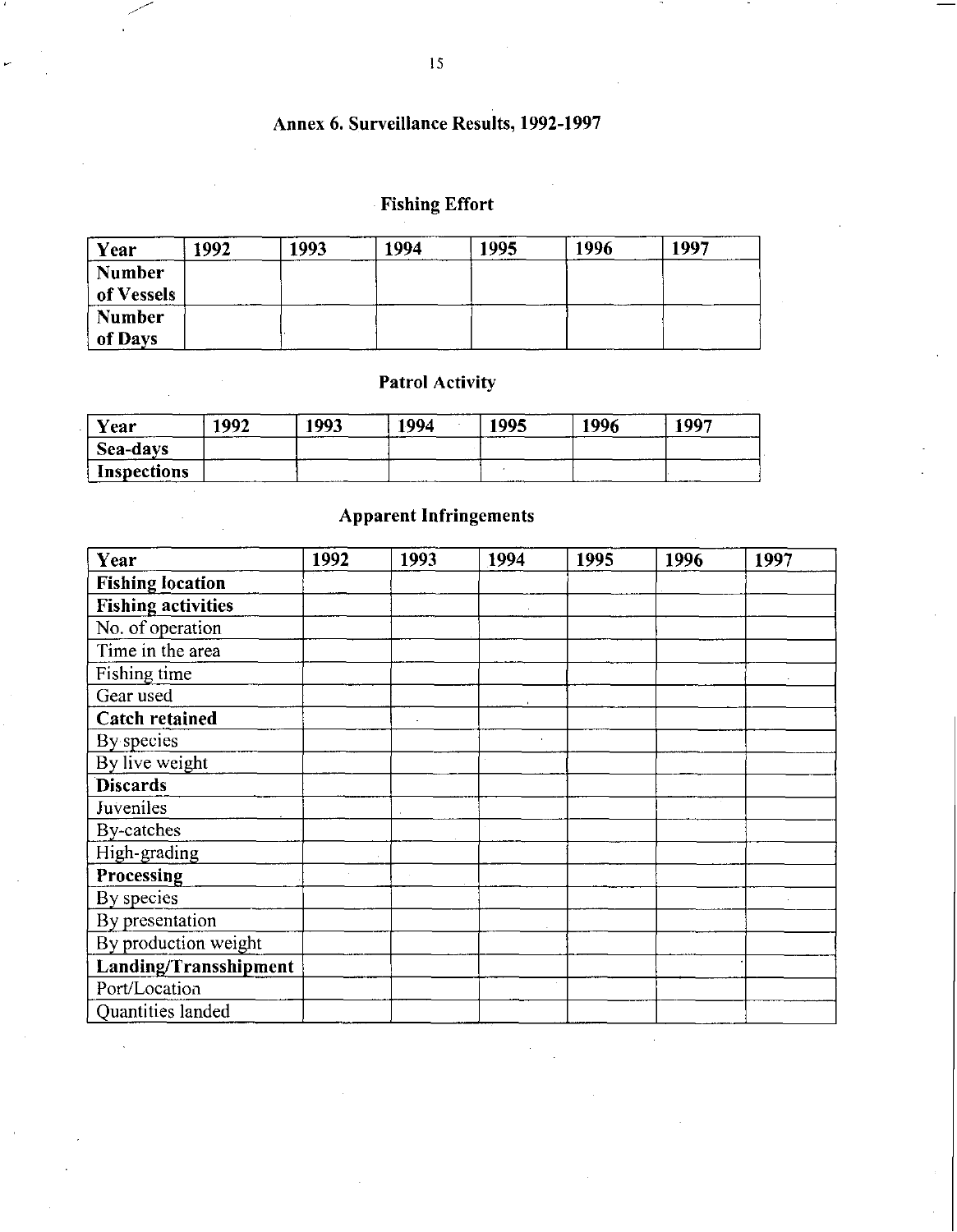# Annex 6. Surveillance Results, 1992-1997

## Fishing Effort

| Year | 1992 | 1993 | 1994 | 1995 | 1996 | 1997 |
|---|---|---|---|---|---|---|
| **Number of Vessels** | | | | | | |
| **Number of Days** | | | | | | |

## Patrol Activity

| Year | 1992 | 1993 | 1994 | 1995 | 1996 | 1997 |
|---|---|---|---|---|---|---|
| **Sea-days** | | | | | | |
| **Inspections** | | | | | | |

## Apparent Infringements

| Year | 1992 | 1993 | 1994 | 1995 | 1996 | 1997 |
|---|---|---|---|---|---|---|
| **Fishing location** | | | | | | |
| **Fishing activities** | | | | | | |
| No. of operation | | | | | | |
| Time in the area | | | | | | |
| Fishing time | | | | | | |
| Gear used | | | | | | |
| **Catch retained** | | | | | | |
| By species | | | | | | |
| By live weight | | | | | | |
| **Discards** | | | | | | |
| Juveniles | | | | | | |
| By-catches | | | | | | |
| High-grading | | | | | | |
| **Processing** | | | | | | |
| By species | | | | | | |
| By presentation | | | | | | |
| By production weight | | | | | | |
| **Landing/Transshipment** | | | | | | |
| Port/Location | | | | | | |
| Quantities landed | | | | | | |